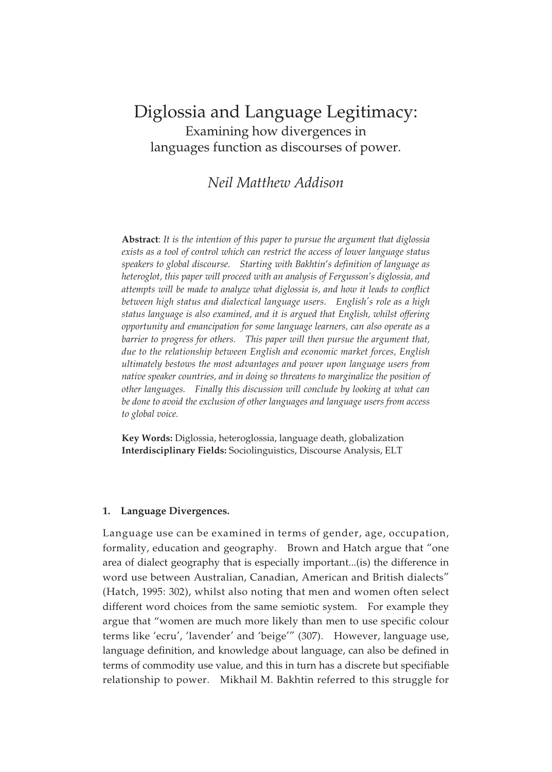# Diglossia and Language Legitimacy:

## Examining how divergences in languages function as discourses of power.

*Neil Matthew Addison*

**Abstract**: *It is the intention of this paper to pursue the argument that diglossia exists as a tool of control which can restrict the access of lower language status speakers to global discourse. Starting with Bakhtin's definition of language as heteroglot, this paper will proceed with an analysis of Fergusson's diglossia, and attempts will be made to analyze what diglossia is, and how it leads to conflict between high status and dialectical language users. English's role as a high status language is also examined, and it is argued that English, whilst offering opportunity and emancipation for some language learners, can also operate as a barrier to progress for others. This paper will then pursue the argument that, due to the relationship between English and economic market forces, English ultimately bestows the most advantages and power upon language users from native speaker countries, and in doing so threatens to marginalize the position of other languages. Finally this discussion will conclude by looking at what can be done to avoid the exclusion of other languages and language users from access to global voice.*

**Key Words:** Diglossia, heteroglossia, language death, globalization
**Interdisciplinary Fields:** Sociolinguistics, Discourse Analysis, ELT

### 1. Language Divergences.

Language use can be examined in terms of gender, age, occupation, formality, education and geography. Brown and Hatch argue that "one area of dialect geography that is especially important...(is) the difference in word use between Australian, Canadian, American and British dialects" (Hatch, 1995: 302), whilst also noting that men and women often select different word choices from the same semiotic system. For example they argue that "women are much more likely than men to use specific colour terms like 'ecru', 'lavender' and 'beige'" (307). However, language use, language definition, and knowledge about language, can also be defined in terms of commodity use value, and this in turn has a discrete but specifiable relationship to power. Mikhail M. Bakhtin referred to this struggle for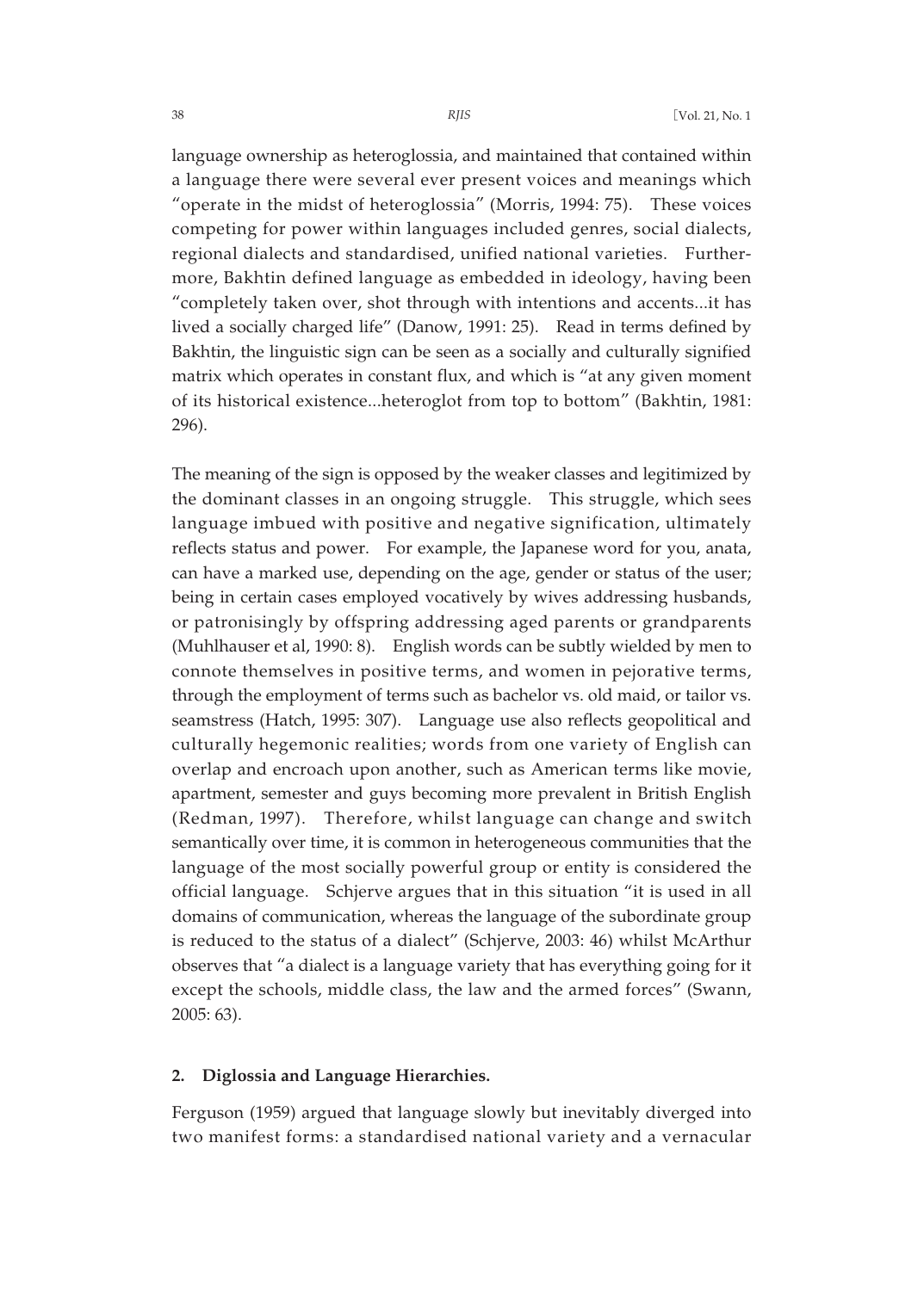language ownership as heteroglossia, and maintained that contained within a language there were several ever present voices and meanings which "operate in the midst of heteroglossia" (Morris, 1994: 75). These voices competing for power within languages included genres, social dialects, regional dialects and standardised, unified national varieties. Furthermore, Bakhtin defined language as embedded in ideology, having been "completely taken over, shot through with intentions and accents...it has lived a socially charged life" (Danow, 1991: 25). Read in terms defined by Bakhtin, the linguistic sign can be seen as a socially and culturally signified matrix which operates in constant flux, and which is "at any given moment of its historical existence...heteroglot from top to bottom" (Bakhtin, 1981: 296).

The meaning of the sign is opposed by the weaker classes and legitimized by the dominant classes in an ongoing struggle. This struggle, which sees language imbued with positive and negative signification, ultimately reflects status and power. For example, the Japanese word for you, anata, can have a marked use, depending on the age, gender or status of the user; being in certain cases employed vocatively by wives addressing husbands, or patronisingly by offspring addressing aged parents or grandparents (Muhlhauser et al, 1990: 8). English words can be subtly wielded by men to connote themselves in positive terms, and women in pejorative terms, through the employment of terms such as bachelor vs. old maid, or tailor vs. seamstress (Hatch, 1995: 307). Language use also reflects geopolitical and culturally hegemonic realities; words from one variety of English can overlap and encroach upon another, such as American terms like movie, apartment, semester and guys becoming more prevalent in British English (Redman, 1997). Therefore, whilst language can change and switch semantically over time, it is common in heterogeneous communities that the language of the most socially powerful group or entity is considered the official language. Schjerve argues that in this situation "it is used in all domains of communication, whereas the language of the subordinate group is reduced to the status of a dialect" (Schjerve, 2003: 46) whilst McArthur observes that "a dialect is a language variety that has everything going for it except the schools, middle class, the law and the armed forces" (Swann, 2005: 63).

## 2. Diglossia and Language Hierarchies.

Ferguson (1959) argued that language slowly but inevitably diverged into two manifest forms: a standardised national variety and a vernacular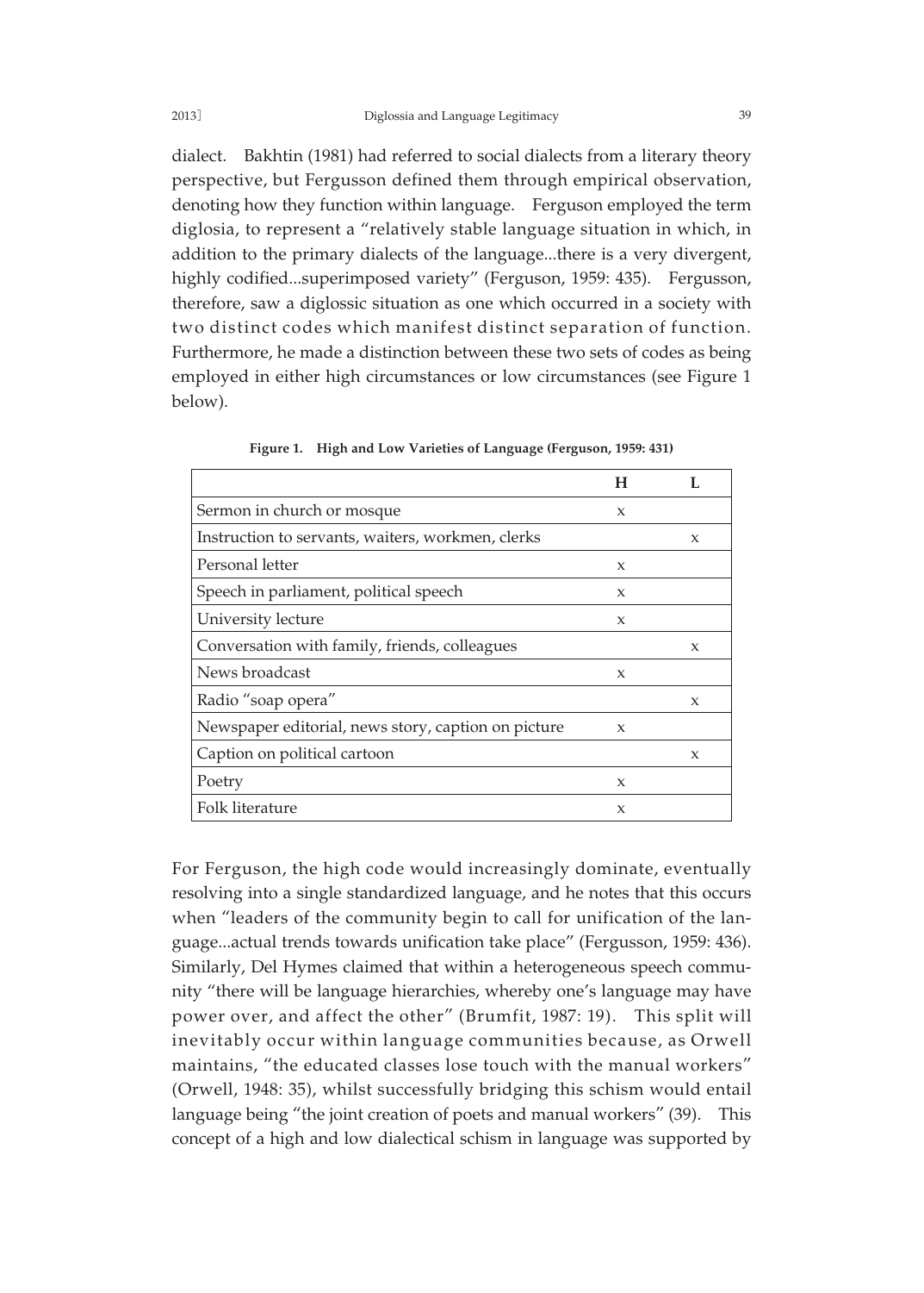dialect. Bakhtin (1981) had referred to social dialects from a literary theory perspective, but Fergusson defined them through empirical observation, denoting how they function within language. Ferguson employed the term diglosia, to represent a "relatively stable language situation in which, in addition to the primary dialects of the language...there is a very divergent, highly codified...superimposed variety" (Ferguson, 1959: 435). Fergusson, therefore, saw a diglossic situation as one which occurred in a society with two distinct codes which manifest distinct separation of function. Furthermore, he made a distinction between these two sets of codes as being employed in either high circumstances or low circumstances (see Figure 1 below).

**Figure 1. High and Low Varieties of Language (Ferguson, 1959: 431)**

| | H | L |
|---|---|---|
| Sermon in church or mosque | x | |
| Instruction to servants, waiters, workmen, clerks | | x |
| Personal letter | x | |
| Speech in parliament, political speech | x | |
| University lecture | x | |
| Conversation with family, friends, colleagues | | x |
| News broadcast | x | |
| Radio "soap opera" | | x |
| Newspaper editorial, news story, caption on picture | x | |
| Caption on political cartoon | | x |
| Poetry | x | |
| Folk literature | x | |

For Ferguson, the high code would increasingly dominate, eventually resolving into a single standardized language, and he notes that this occurs when "leaders of the community begin to call for unification of the language...actual trends towards unification take place" (Fergusson, 1959: 436). Similarly, Del Hymes claimed that within a heterogeneous speech community "there will be language hierarchies, whereby one's language may have power over, and affect the other" (Brumfit, 1987: 19). This split will inevitably occur within language communities because, as Orwell maintains, "the educated classes lose touch with the manual workers" (Orwell, 1948: 35), whilst successfully bridging this schism would entail language being "the joint creation of poets and manual workers" (39). This concept of a high and low dialectical schism in language was supported by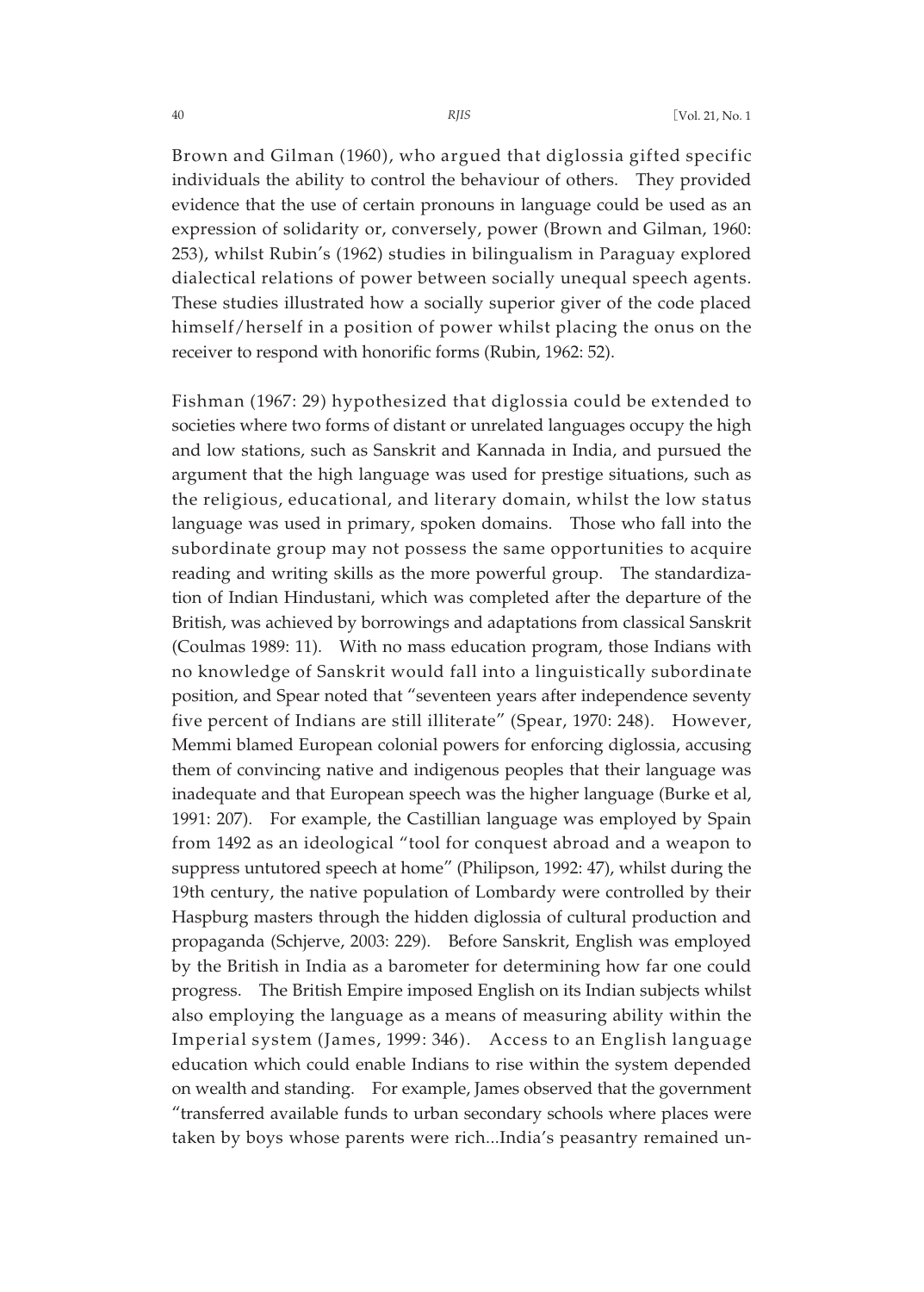Brown and Gilman (1960), who argued that diglossia gifted specific individuals the ability to control the behaviour of others. They provided evidence that the use of certain pronouns in language could be used as an expression of solidarity or, conversely, power (Brown and Gilman, 1960: 253), whilst Rubin's (1962) studies in bilingualism in Paraguay explored dialectical relations of power between socially unequal speech agents. These studies illustrated how a socially superior giver of the code placed himself/herself in a position of power whilst placing the onus on the receiver to respond with honorific forms (Rubin, 1962: 52).

Fishman (1967: 29) hypothesized that diglossia could be extended to societies where two forms of distant or unrelated languages occupy the high and low stations, such as Sanskrit and Kannada in India, and pursued the argument that the high language was used for prestige situations, such as the religious, educational, and literary domain, whilst the low status language was used in primary, spoken domains. Those who fall into the subordinate group may not possess the same opportunities to acquire reading and writing skills as the more powerful group. The standardization of Indian Hindustani, which was completed after the departure of the British, was achieved by borrowings and adaptations from classical Sanskrit (Coulmas 1989: 11). With no mass education program, those Indians with no knowledge of Sanskrit would fall into a linguistically subordinate position, and Spear noted that "seventeen years after independence seventy five percent of Indians are still illiterate" (Spear, 1970: 248). However, Memmi blamed European colonial powers for enforcing diglossia, accusing them of convincing native and indigenous peoples that their language was inadequate and that European speech was the higher language (Burke et al, 1991: 207). For example, the Castillian language was employed by Spain from 1492 as an ideological "tool for conquest abroad and a weapon to suppress untutored speech at home" (Philipson, 1992: 47), whilst during the 19th century, the native population of Lombardy were controlled by their Haspburg masters through the hidden diglossia of cultural production and propaganda (Schjerve, 2003: 229). Before Sanskrit, English was employed by the British in India as a barometer for determining how far one could progress. The British Empire imposed English on its Indian subjects whilst also employing the language as a means of measuring ability within the Imperial system (James, 1999: 346). Access to an English language education which could enable Indians to rise within the system depended on wealth and standing. For example, James observed that the government "transferred available funds to urban secondary schools where places were taken by boys whose parents were rich...India's peasantry remained un-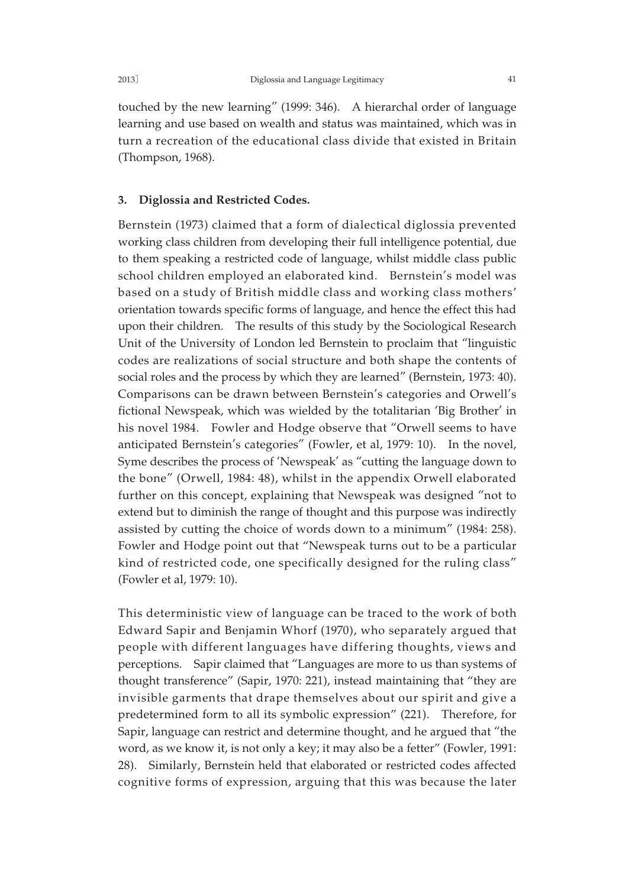touched by the new learning" (1999: 346). A hierarchal order of language learning and use based on wealth and status was maintained, which was in turn a recreation of the educational class divide that existed in Britain (Thompson, 1968).

### 3. Diglossia and Restricted Codes.

Bernstein (1973) claimed that a form of dialectical diglossia prevented working class children from developing their full intelligence potential, due to them speaking a restricted code of language, whilst middle class public school children employed an elaborated kind. Bernstein's model was based on a study of British middle class and working class mothers' orientation towards specific forms of language, and hence the effect this had upon their children. The results of this study by the Sociological Research Unit of the University of London led Bernstein to proclaim that "linguistic codes are realizations of social structure and both shape the contents of social roles and the process by which they are learned" (Bernstein, 1973: 40). Comparisons can be drawn between Bernstein's categories and Orwell's fictional Newspeak, which was wielded by the totalitarian 'Big Brother' in his novel 1984. Fowler and Hodge observe that "Orwell seems to have anticipated Bernstein's categories" (Fowler, et al, 1979: 10). In the novel, Syme describes the process of 'Newspeak' as "cutting the language down to the bone" (Orwell, 1984: 48), whilst in the appendix Orwell elaborated further on this concept, explaining that Newspeak was designed "not to extend but to diminish the range of thought and this purpose was indirectly assisted by cutting the choice of words down to a minimum" (1984: 258). Fowler and Hodge point out that "Newspeak turns out to be a particular kind of restricted code, one specifically designed for the ruling class" (Fowler et al, 1979: 10).

This deterministic view of language can be traced to the work of both Edward Sapir and Benjamin Whorf (1970), who separately argued that people with different languages have differing thoughts, views and perceptions. Sapir claimed that "Languages are more to us than systems of thought transference" (Sapir, 1970: 221), instead maintaining that "they are invisible garments that drape themselves about our spirit and give a predetermined form to all its symbolic expression" (221). Therefore, for Sapir, language can restrict and determine thought, and he argued that "the word, as we know it, is not only a key; it may also be a fetter" (Fowler, 1991: 28). Similarly, Bernstein held that elaborated or restricted codes affected cognitive forms of expression, arguing that this was because the later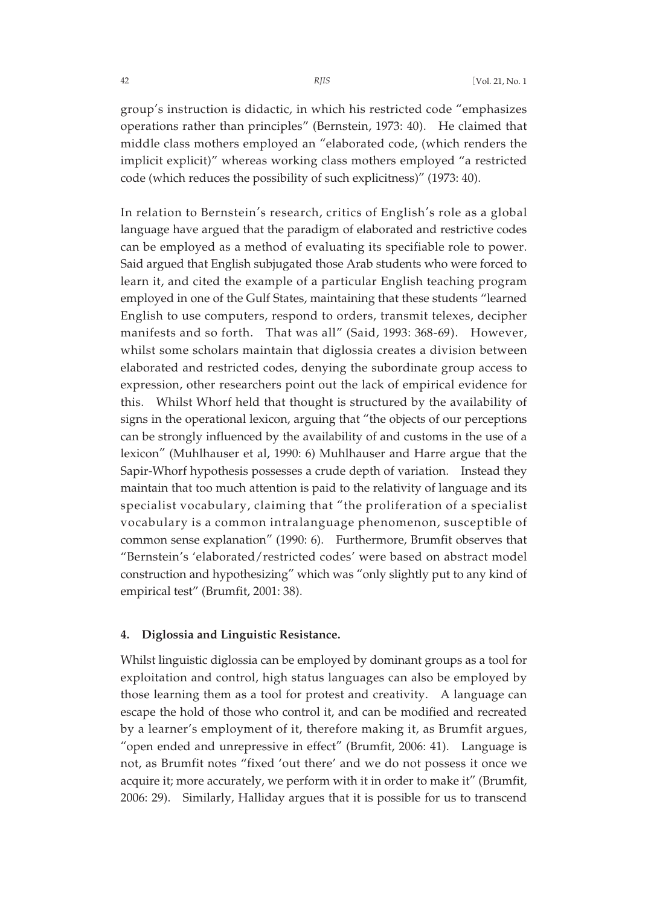group's instruction is didactic, in which his restricted code "emphasizes operations rather than principles" (Bernstein, 1973: 40). He claimed that middle class mothers employed an "elaborated code, (which renders the implicit explicit)" whereas working class mothers employed "a restricted code (which reduces the possibility of such explicitness)" (1973: 40).

In relation to Bernstein's research, critics of English's role as a global language have argued that the paradigm of elaborated and restrictive codes can be employed as a method of evaluating its specifiable role to power. Said argued that English subjugated those Arab students who were forced to learn it, and cited the example of a particular English teaching program employed in one of the Gulf States, maintaining that these students "learned English to use computers, respond to orders, transmit telexes, decipher manifests and so forth. That was all" (Said, 1993: 368-69). However, whilst some scholars maintain that diglossia creates a division between elaborated and restricted codes, denying the subordinate group access to expression, other researchers point out the lack of empirical evidence for this. Whilst Whorf held that thought is structured by the availability of signs in the operational lexicon, arguing that "the objects of our perceptions can be strongly influenced by the availability of and customs in the use of a lexicon" (Muhlhauser et al, 1990: 6) Muhlhauser and Harre argue that the Sapir-Whorf hypothesis possesses a crude depth of variation. Instead they maintain that too much attention is paid to the relativity of language and its specialist vocabulary, claiming that "the proliferation of a specialist vocabulary is a common intralanguage phenomenon, susceptible of common sense explanation" (1990: 6). Furthermore, Brumfit observes that "Bernstein's 'elaborated/restricted codes' were based on abstract model construction and hypothesizing" which was "only slightly put to any kind of empirical test" (Brumfit, 2001: 38).

## 4. Diglossia and Linguistic Resistance.

Whilst linguistic diglossia can be employed by dominant groups as a tool for exploitation and control, high status languages can also be employed by those learning them as a tool for protest and creativity. A language can escape the hold of those who control it, and can be modified and recreated by a learner's employment of it, therefore making it, as Brumfit argues, "open ended and unrepressive in effect" (Brumfit, 2006: 41). Language is not, as Brumfit notes "fixed 'out there' and we do not possess it once we acquire it; more accurately, we perform with it in order to make it" (Brumfit, 2006: 29). Similarly, Halliday argues that it is possible for us to transcend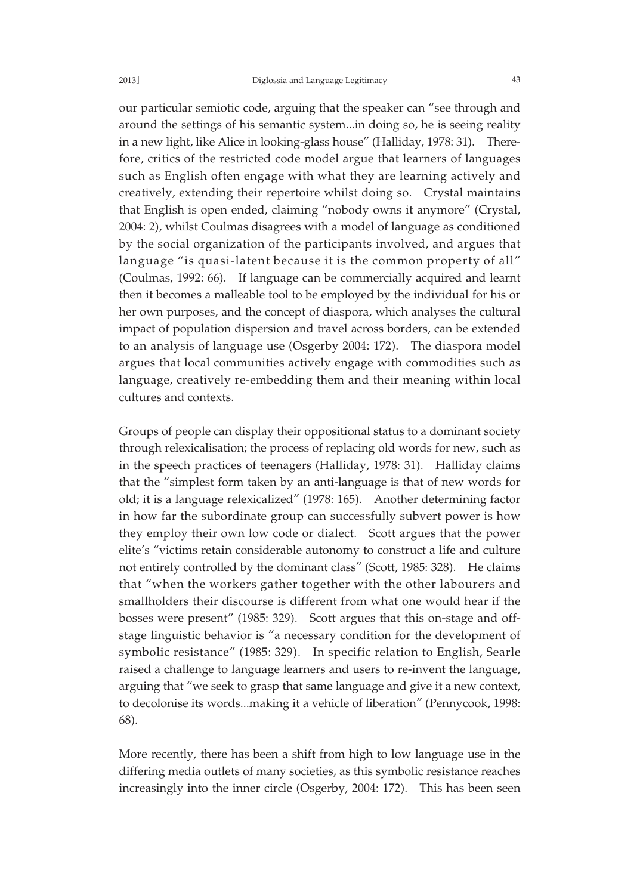our particular semiotic code, arguing that the speaker can "see through and around the settings of his semantic system...in doing so, he is seeing reality in a new light, like Alice in looking-glass house" (Halliday, 1978: 31). Therefore, critics of the restricted code model argue that learners of languages such as English often engage with what they are learning actively and creatively, extending their repertoire whilst doing so. Crystal maintains that English is open ended, claiming "nobody owns it anymore" (Crystal, 2004: 2), whilst Coulmas disagrees with a model of language as conditioned by the social organization of the participants involved, and argues that language "is quasi-latent because it is the common property of all" (Coulmas, 1992: 66). If language can be commercially acquired and learnt then it becomes a malleable tool to be employed by the individual for his or her own purposes, and the concept of diaspora, which analyses the cultural impact of population dispersion and travel across borders, can be extended to an analysis of language use (Osgerby 2004: 172). The diaspora model argues that local communities actively engage with commodities such as language, creatively re-embedding them and their meaning within local cultures and contexts.

Groups of people can display their oppositional status to a dominant society through relexicalisation; the process of replacing old words for new, such as in the speech practices of teenagers (Halliday, 1978: 31). Halliday claims that the "simplest form taken by an anti-language is that of new words for old; it is a language relexicalized" (1978: 165). Another determining factor in how far the subordinate group can successfully subvert power is how they employ their own low code or dialect. Scott argues that the power elite's "victims retain considerable autonomy to construct a life and culture not entirely controlled by the dominant class" (Scott, 1985: 328). He claims that "when the workers gather together with the other labourers and smallholders their discourse is different from what one would hear if the bosses were present" (1985: 329). Scott argues that this on-stage and off-stage linguistic behavior is "a necessary condition for the development of symbolic resistance" (1985: 329). In specific relation to English, Searle raised a challenge to language learners and users to re-invent the language, arguing that "we seek to grasp that same language and give it a new context, to decolonise its words...making it a vehicle of liberation" (Pennycook, 1998: 68).

More recently, there has been a shift from high to low language use in the differing media outlets of many societies, as this symbolic resistance reaches increasingly into the inner circle (Osgerby, 2004: 172). This has been seen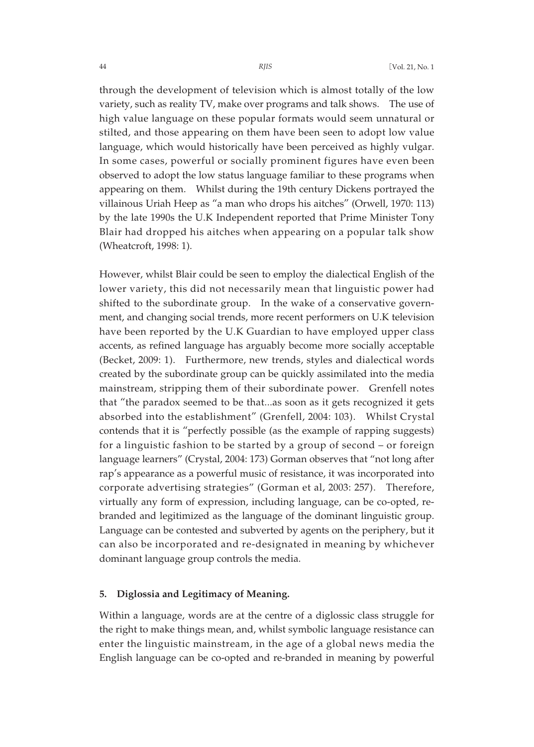through the development of television which is almost totally of the low variety, such as reality TV, make over programs and talk shows. The use of high value language on these popular formats would seem unnatural or stilted, and those appearing on them have been seen to adopt low value language, which would historically have been perceived as highly vulgar. In some cases, powerful or socially prominent figures have even been observed to adopt the low status language familiar to these programs when appearing on them. Whilst during the 19th century Dickens portrayed the villainous Uriah Heep as "a man who drops his aitches" (Orwell, 1970: 113) by the late 1990s the U.K Independent reported that Prime Minister Tony Blair had dropped his aitches when appearing on a popular talk show (Wheatcroft, 1998: 1).

However, whilst Blair could be seen to employ the dialectical English of the lower variety, this did not necessarily mean that linguistic power had shifted to the subordinate group. In the wake of a conservative government, and changing social trends, more recent performers on U.K television have been reported by the U.K Guardian to have employed upper class accents, as refined language has arguably become more socially acceptable (Becket, 2009: 1). Furthermore, new trends, styles and dialectical words created by the subordinate group can be quickly assimilated into the media mainstream, stripping them of their subordinate power. Grenfell notes that "the paradox seemed to be that...as soon as it gets recognized it gets absorbed into the establishment" (Grenfell, 2004: 103). Whilst Crystal contends that it is "perfectly possible (as the example of rapping suggests) for a linguistic fashion to be started by a group of second – or foreign language learners" (Crystal, 2004: 173) Gorman observes that "not long after rap's appearance as a powerful music of resistance, it was incorporated into corporate advertising strategies" (Gorman et al, 2003: 257). Therefore, virtually any form of expression, including language, can be co-opted, re-branded and legitimized as the language of the dominant linguistic group. Language can be contested and subverted by agents on the periphery, but it can also be incorporated and re-designated in meaning by whichever dominant language group controls the media.

## 5. Diglossia and Legitimacy of Meaning.

Within a language, words are at the centre of a diglossic class struggle for the right to make things mean, and, whilst symbolic language resistance can enter the linguistic mainstream, in the age of a global news media the English language can be co-opted and re-branded in meaning by powerful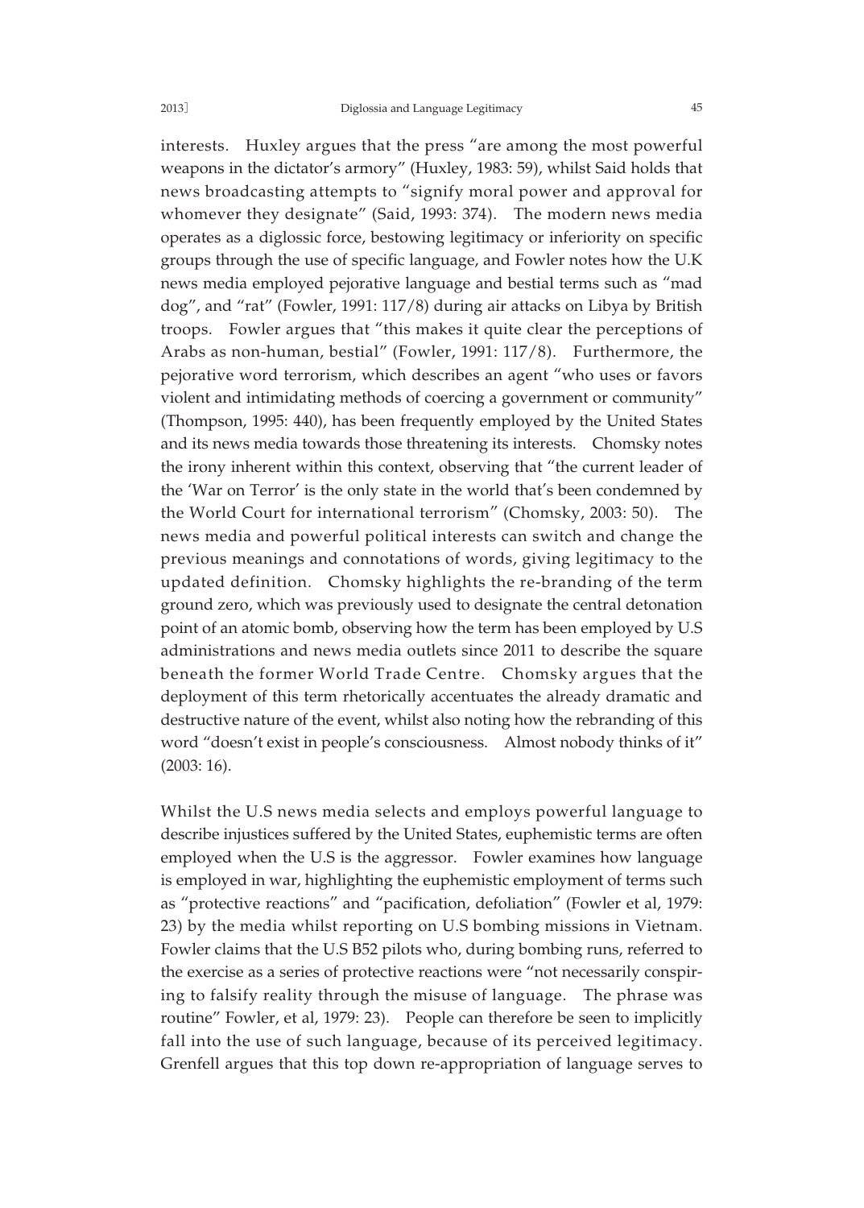interests. Huxley argues that the press "are among the most powerful weapons in the dictator's armory" (Huxley, 1983: 59), whilst Said holds that news broadcasting attempts to "signify moral power and approval for whomever they designate" (Said, 1993: 374). The modern news media operates as a diglossic force, bestowing legitimacy or inferiority on specific groups through the use of specific language, and Fowler notes how the U.K news media employed pejorative language and bestial terms such as "mad dog", and "rat" (Fowler, 1991: 117/8) during air attacks on Libya by British troops. Fowler argues that "this makes it quite clear the perceptions of Arabs as non-human, bestial" (Fowler, 1991: 117/8). Furthermore, the pejorative word terrorism, which describes an agent "who uses or favors violent and intimidating methods of coercing a government or community" (Thompson, 1995: 440), has been frequently employed by the United States and its news media towards those threatening its interests. Chomsky notes the irony inherent within this context, observing that "the current leader of the 'War on Terror' is the only state in the world that's been condemned by the World Court for international terrorism" (Chomsky, 2003: 50). The news media and powerful political interests can switch and change the previous meanings and connotations of words, giving legitimacy to the updated definition. Chomsky highlights the re-branding of the term ground zero, which was previously used to designate the central detonation point of an atomic bomb, observing how the term has been employed by U.S administrations and news media outlets since 2011 to describe the square beneath the former World Trade Centre. Chomsky argues that the deployment of this term rhetorically accentuates the already dramatic and destructive nature of the event, whilst also noting how the rebranding of this word "doesn't exist in people's consciousness. Almost nobody thinks of it" (2003: 16).

Whilst the U.S news media selects and employs powerful language to describe injustices suffered by the United States, euphemistic terms are often employed when the U.S is the aggressor. Fowler examines how language is employed in war, highlighting the euphemistic employment of terms such as "protective reactions" and "pacification, defoliation" (Fowler et al, 1979: 23) by the media whilst reporting on U.S bombing missions in Vietnam. Fowler claims that the U.S B52 pilots who, during bombing runs, referred to the exercise as a series of protective reactions were "not necessarily conspiring to falsify reality through the misuse of language. The phrase was routine" Fowler, et al, 1979: 23). People can therefore be seen to implicitly fall into the use of such language, because of its perceived legitimacy. Grenfell argues that this top down re-appropriation of language serves to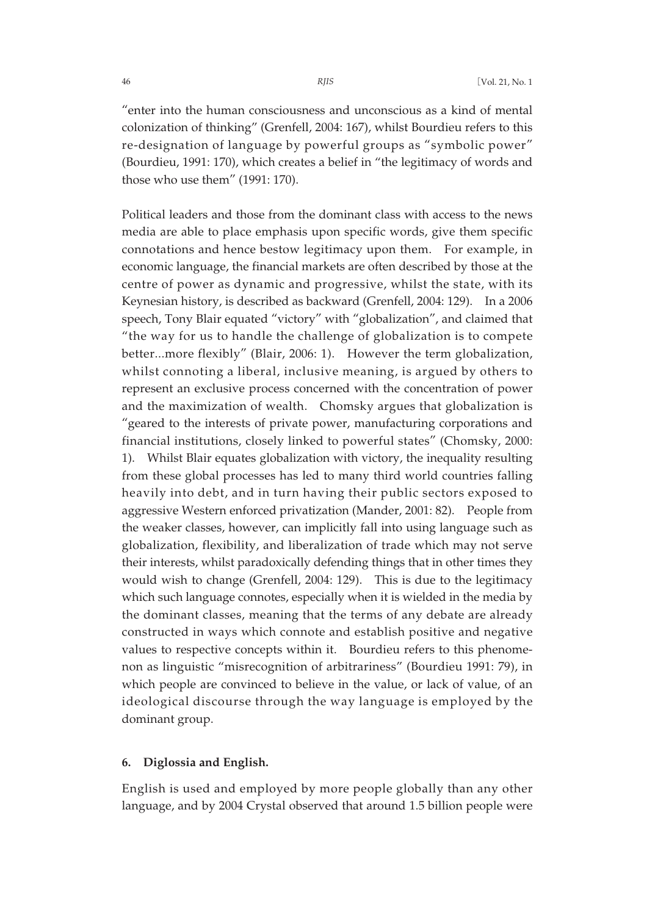"enter into the human consciousness and unconscious as a kind of mental colonization of thinking" (Grenfell, 2004: 167), whilst Bourdieu refers to this re-designation of language by powerful groups as "symbolic power" (Bourdieu, 1991: 170), which creates a belief in "the legitimacy of words and those who use them" (1991: 170).

Political leaders and those from the dominant class with access to the news media are able to place emphasis upon specific words, give them specific connotations and hence bestow legitimacy upon them. For example, in economic language, the financial markets are often described by those at the centre of power as dynamic and progressive, whilst the state, with its Keynesian history, is described as backward (Grenfell, 2004: 129). In a 2006 speech, Tony Blair equated "victory" with "globalization", and claimed that "the way for us to handle the challenge of globalization is to compete better...more flexibly" (Blair, 2006: 1). However the term globalization, whilst connoting a liberal, inclusive meaning, is argued by others to represent an exclusive process concerned with the concentration of power and the maximization of wealth. Chomsky argues that globalization is "geared to the interests of private power, manufacturing corporations and financial institutions, closely linked to powerful states" (Chomsky, 2000: 1). Whilst Blair equates globalization with victory, the inequality resulting from these global processes has led to many third world countries falling heavily into debt, and in turn having their public sectors exposed to aggressive Western enforced privatization (Mander, 2001: 82). People from the weaker classes, however, can implicitly fall into using language such as globalization, flexibility, and liberalization of trade which may not serve their interests, whilst paradoxically defending things that in other times they would wish to change (Grenfell, 2004: 129). This is due to the legitimacy which such language connotes, especially when it is wielded in the media by the dominant classes, meaning that the terms of any debate are already constructed in ways which connote and establish positive and negative values to respective concepts within it. Bourdieu refers to this phenomenon as linguistic "misrecognition of arbitrariness" (Bourdieu 1991: 79), in which people are convinced to believe in the value, or lack of value, of an ideological discourse through the way language is employed by the dominant group.

## 6. Diglossia and English.

English is used and employed by more people globally than any other language, and by 2004 Crystal observed that around 1.5 billion people were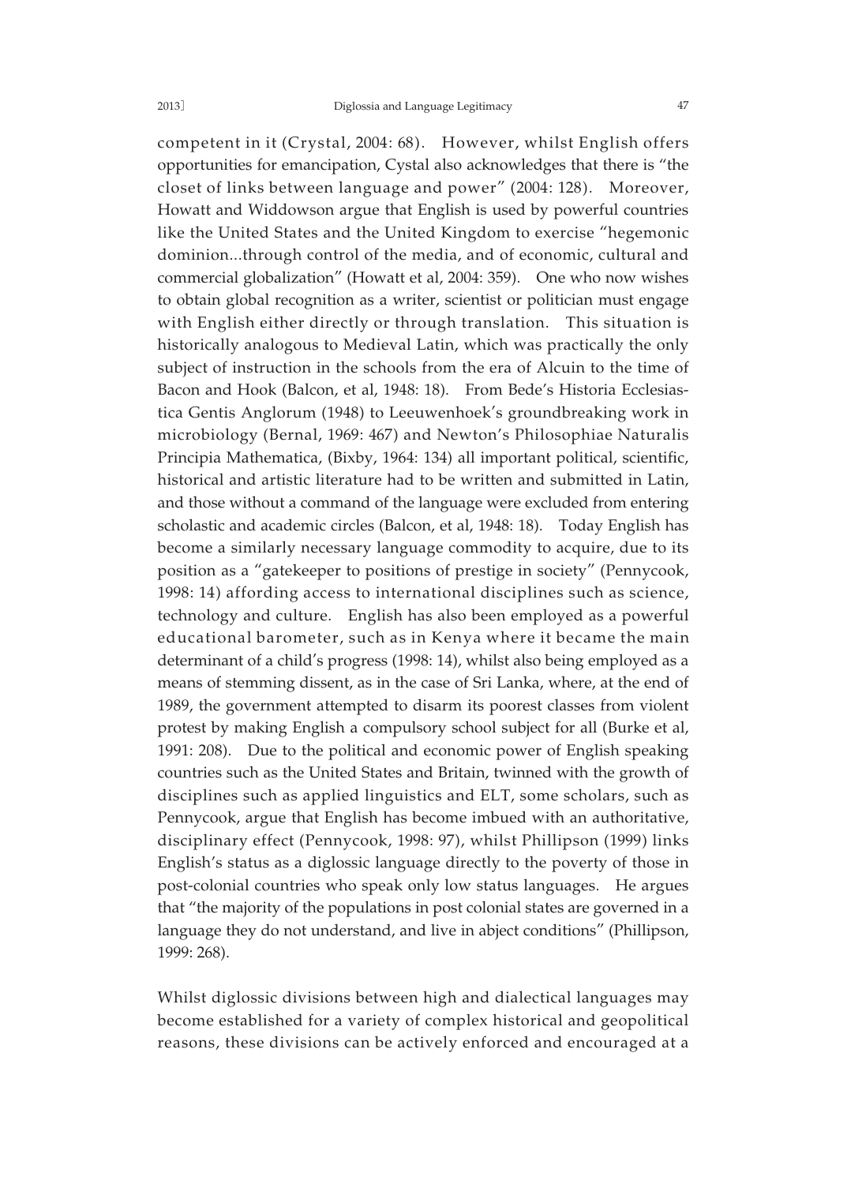competent in it (Crystal, 2004: 68). However, whilst English offers opportunities for emancipation, Cystal also acknowledges that there is "the closet of links between language and power" (2004: 128). Moreover, Howatt and Widdowson argue that English is used by powerful countries like the United States and the United Kingdom to exercise "hegemonic dominion...through control of the media, and of economic, cultural and commercial globalization" (Howatt et al, 2004: 359). One who now wishes to obtain global recognition as a writer, scientist or politician must engage with English either directly or through translation. This situation is historically analogous to Medieval Latin, which was practically the only subject of instruction in the schools from the era of Alcuin to the time of Bacon and Hook (Balcon, et al, 1948: 18). From Bede's Historia Ecclesiastica Gentis Anglorum (1948) to Leeuwenhoek's groundbreaking work in microbiology (Bernal, 1969: 467) and Newton's Philosophiae Naturalis Principia Mathematica, (Bixby, 1964: 134) all important political, scientific, historical and artistic literature had to be written and submitted in Latin, and those without a command of the language were excluded from entering scholastic and academic circles (Balcon, et al, 1948: 18). Today English has become a similarly necessary language commodity to acquire, due to its position as a "gatekeeper to positions of prestige in society" (Pennycook, 1998: 14) affording access to international disciplines such as science, technology and culture. English has also been employed as a powerful educational barometer, such as in Kenya where it became the main determinant of a child's progress (1998: 14), whilst also being employed as a means of stemming dissent, as in the case of Sri Lanka, where, at the end of 1989, the government attempted to disarm its poorest classes from violent protest by making English a compulsory school subject for all (Burke et al, 1991: 208). Due to the political and economic power of English speaking countries such as the United States and Britain, twinned with the growth of disciplines such as applied linguistics and ELT, some scholars, such as Pennycook, argue that English has become imbued with an authoritative, disciplinary effect (Pennycook, 1998: 97), whilst Phillipson (1999) links English's status as a diglossic language directly to the poverty of those in post-colonial countries who speak only low status languages. He argues that "the majority of the populations in post colonial states are governed in a language they do not understand, and live in abject conditions" (Phillipson, 1999: 268).

Whilst diglossic divisions between high and dialectical languages may become established for a variety of complex historical and geopolitical reasons, these divisions can be actively enforced and encouraged at a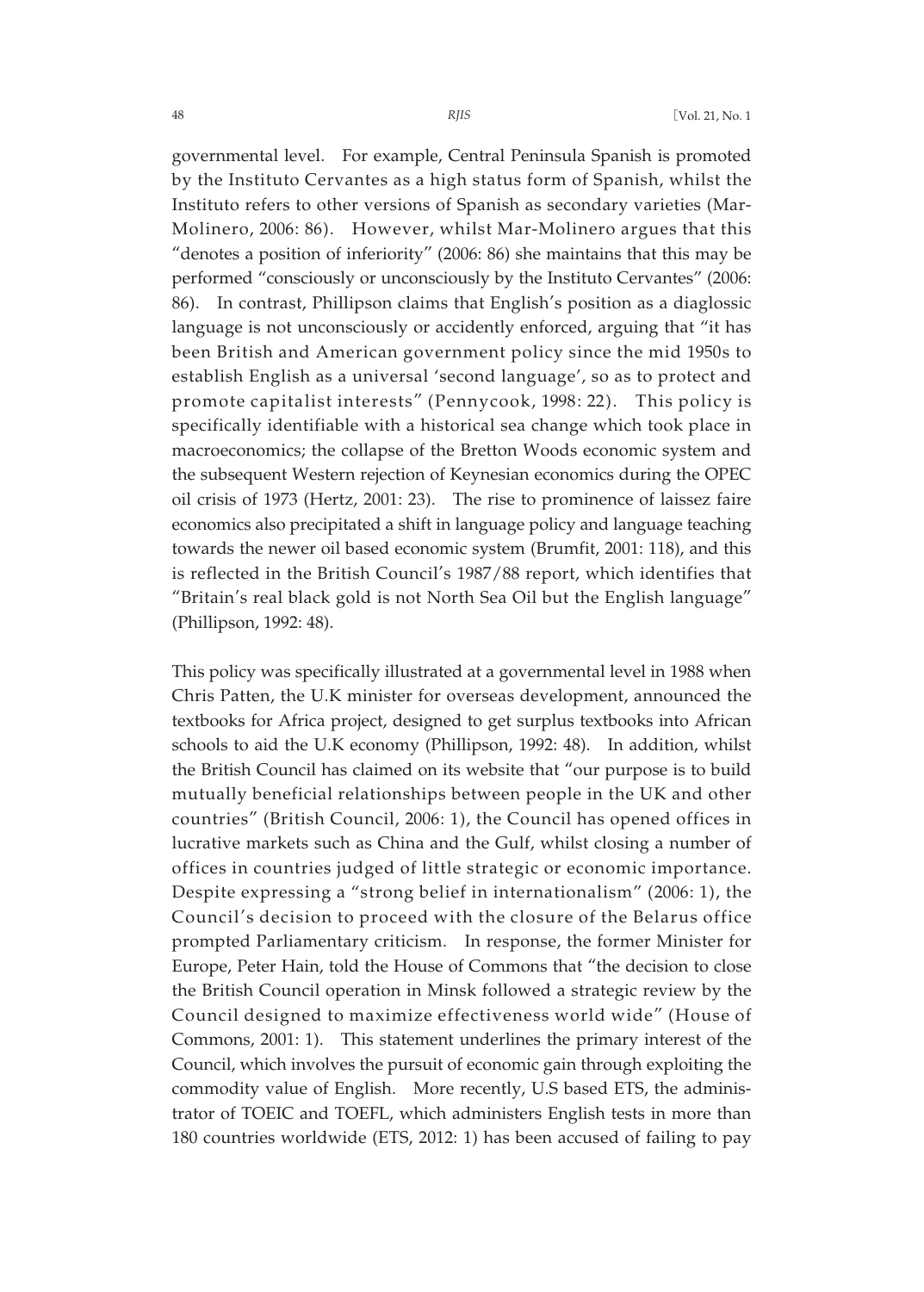governmental level. For example, Central Peninsula Spanish is promoted by the Instituto Cervantes as a high status form of Spanish, whilst the Instituto refers to other versions of Spanish as secondary varieties (Mar-Molinero, 2006: 86). However, whilst Mar-Molinero argues that this "denotes a position of inferiority" (2006: 86) she maintains that this may be performed "consciously or unconsciously by the Instituto Cervantes" (2006: 86). In contrast, Phillipson claims that English's position as a diaglossic language is not unconsciously or accidently enforced, arguing that "it has been British and American government policy since the mid 1950s to establish English as a universal 'second language', so as to protect and promote capitalist interests" (Pennycook, 1998: 22). This policy is specifically identifiable with a historical sea change which took place in macroeconomics; the collapse of the Bretton Woods economic system and the subsequent Western rejection of Keynesian economics during the OPEC oil crisis of 1973 (Hertz, 2001: 23). The rise to prominence of laissez faire economics also precipitated a shift in language policy and language teaching towards the newer oil based economic system (Brumfit, 2001: 118), and this is reflected in the British Council's 1987/88 report, which identifies that "Britain's real black gold is not North Sea Oil but the English language" (Phillipson, 1992: 48).

This policy was specifically illustrated at a governmental level in 1988 when Chris Patten, the U.K minister for overseas development, announced the textbooks for Africa project, designed to get surplus textbooks into African schools to aid the U.K economy (Phillipson, 1992: 48). In addition, whilst the British Council has claimed on its website that "our purpose is to build mutually beneficial relationships between people in the UK and other countries" (British Council, 2006: 1), the Council has opened offices in lucrative markets such as China and the Gulf, whilst closing a number of offices in countries judged of little strategic or economic importance. Despite expressing a "strong belief in internationalism" (2006: 1), the Council's decision to proceed with the closure of the Belarus office prompted Parliamentary criticism. In response, the former Minister for Europe, Peter Hain, told the House of Commons that "the decision to close the British Council operation in Minsk followed a strategic review by the Council designed to maximize effectiveness world wide" (House of Commons, 2001: 1). This statement underlines the primary interest of the Council, which involves the pursuit of economic gain through exploiting the commodity value of English. More recently, U.S based ETS, the administrator of TOEIC and TOEFL, which administers English tests in more than 180 countries worldwide (ETS, 2012: 1) has been accused of failing to pay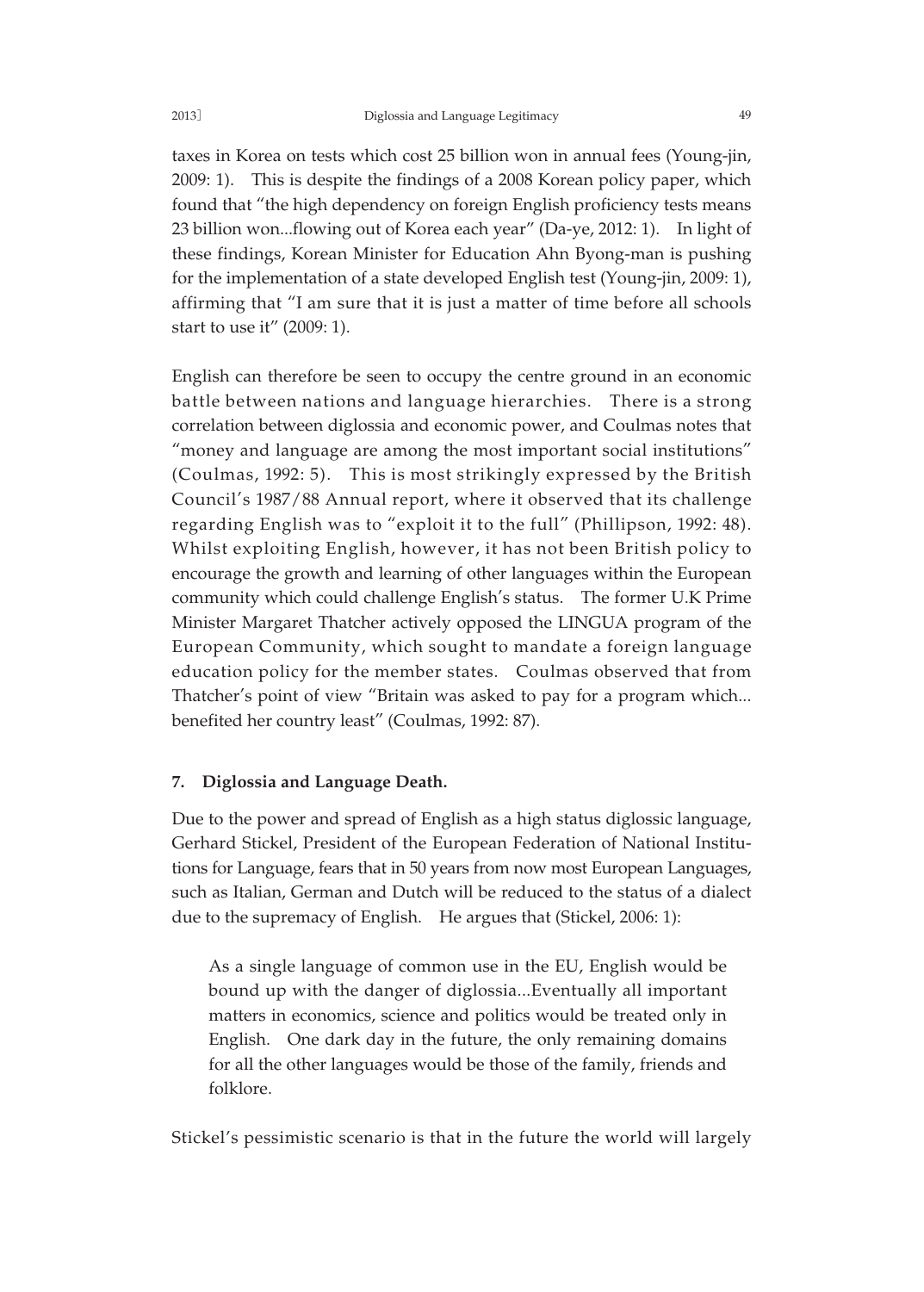taxes in Korea on tests which cost 25 billion won in annual fees (Young-jin, 2009: 1). This is despite the findings of a 2008 Korean policy paper, which found that "the high dependency on foreign English proficiency tests means 23 billion won...flowing out of Korea each year" (Da-ye, 2012: 1). In light of these findings, Korean Minister for Education Ahn Byong-man is pushing for the implementation of a state developed English test (Young-jin, 2009: 1), affirming that "I am sure that it is just a matter of time before all schools start to use it" (2009: 1).

English can therefore be seen to occupy the centre ground in an economic battle between nations and language hierarchies. There is a strong correlation between diglossia and economic power, and Coulmas notes that "money and language are among the most important social institutions" (Coulmas, 1992: 5). This is most strikingly expressed by the British Council's 1987/88 Annual report, where it observed that its challenge regarding English was to "exploit it to the full" (Phillipson, 1992: 48). Whilst exploiting English, however, it has not been British policy to encourage the growth and learning of other languages within the European community which could challenge English's status. The former U.K Prime Minister Margaret Thatcher actively opposed the LINGUA program of the European Community, which sought to mandate a foreign language education policy for the member states. Coulmas observed that from Thatcher's point of view "Britain was asked to pay for a program which... benefited her country least" (Coulmas, 1992: 87).

## 7. Diglossia and Language Death.

Due to the power and spread of English as a high status diglossic language, Gerhard Stickel, President of the European Federation of National Institutions for Language, fears that in 50 years from now most European Languages, such as Italian, German and Dutch will be reduced to the status of a dialect due to the supremacy of English. He argues that (Stickel, 2006: 1):

> As a single language of common use in the EU, English would be bound up with the danger of diglossia...Eventually all important matters in economics, science and politics would be treated only in English. One dark day in the future, the only remaining domains for all the other languages would be those of the family, friends and folklore.

Stickel's pessimistic scenario is that in the future the world will largely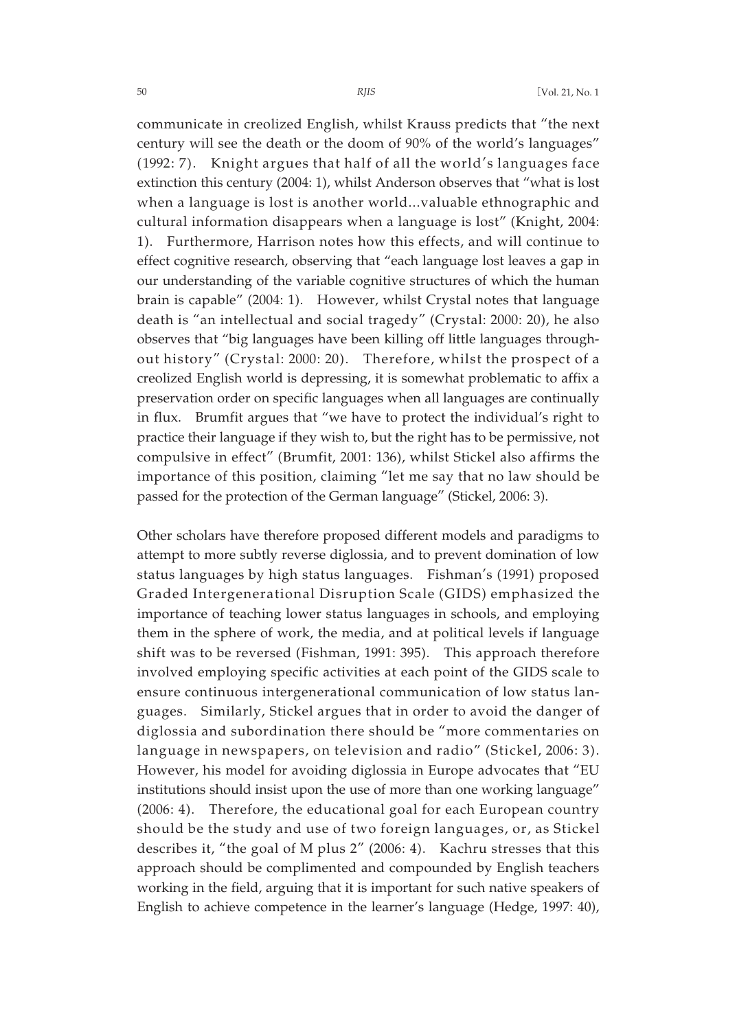communicate in creolized English, whilst Krauss predicts that "the next century will see the death or the doom of 90% of the world's languages" (1992: 7). Knight argues that half of all the world's languages face extinction this century (2004: 1), whilst Anderson observes that "what is lost when a language is lost is another world...valuable ethnographic and cultural information disappears when a language is lost" (Knight, 2004: 1). Furthermore, Harrison notes how this effects, and will continue to effect cognitive research, observing that "each language lost leaves a gap in our understanding of the variable cognitive structures of which the human brain is capable" (2004: 1). However, whilst Crystal notes that language death is "an intellectual and social tragedy" (Crystal: 2000: 20), he also observes that "big languages have been killing off little languages throughout history" (Crystal: 2000: 20). Therefore, whilst the prospect of a creolized English world is depressing, it is somewhat problematic to affix a preservation order on specific languages when all languages are continually in flux. Brumfit argues that "we have to protect the individual's right to practice their language if they wish to, but the right has to be permissive, not compulsive in effect" (Brumfit, 2001: 136), whilst Stickel also affirms the importance of this position, claiming "let me say that no law should be passed for the protection of the German language" (Stickel, 2006: 3).

Other scholars have therefore proposed different models and paradigms to attempt to more subtly reverse diglossia, and to prevent domination of low status languages by high status languages. Fishman's (1991) proposed Graded Intergenerational Disruption Scale (GIDS) emphasized the importance of teaching lower status languages in schools, and employing them in the sphere of work, the media, and at political levels if language shift was to be reversed (Fishman, 1991: 395). This approach therefore involved employing specific activities at each point of the GIDS scale to ensure continuous intergenerational communication of low status languages. Similarly, Stickel argues that in order to avoid the danger of diglossia and subordination there should be "more commentaries on language in newspapers, on television and radio" (Stickel, 2006: 3). However, his model for avoiding diglossia in Europe advocates that "EU institutions should insist upon the use of more than one working language" (2006: 4). Therefore, the educational goal for each European country should be the study and use of two foreign languages, or, as Stickel describes it, "the goal of M plus 2" (2006: 4). Kachru stresses that this approach should be complimented and compounded by English teachers working in the field, arguing that it is important for such native speakers of English to achieve competence in the learner's language (Hedge, 1997: 40),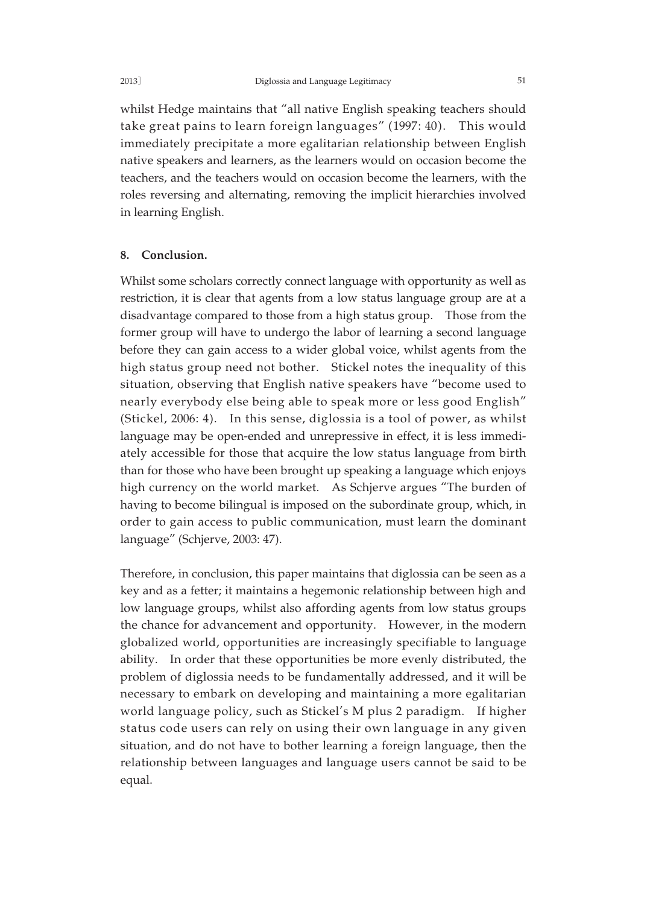whilst Hedge maintains that "all native English speaking teachers should take great pains to learn foreign languages" (1997: 40). This would immediately precipitate a more egalitarian relationship between English native speakers and learners, as the learners would on occasion become the teachers, and the teachers would on occasion become the learners, with the roles reversing and alternating, removing the implicit hierarchies involved in learning English.

## 8. Conclusion.

Whilst some scholars correctly connect language with opportunity as well as restriction, it is clear that agents from a low status language group are at a disadvantage compared to those from a high status group. Those from the former group will have to undergo the labor of learning a second language before they can gain access to a wider global voice, whilst agents from the high status group need not bother. Stickel notes the inequality of this situation, observing that English native speakers have "become used to nearly everybody else being able to speak more or less good English" (Stickel, 2006: 4). In this sense, diglossia is a tool of power, as whilst language may be open-ended and unrepressive in effect, it is less immediately accessible for those that acquire the low status language from birth than for those who have been brought up speaking a language which enjoys high currency on the world market. As Schjerve argues "The burden of having to become bilingual is imposed on the subordinate group, which, in order to gain access to public communication, must learn the dominant language" (Schjerve, 2003: 47).

Therefore, in conclusion, this paper maintains that diglossia can be seen as a key and as a fetter; it maintains a hegemonic relationship between high and low language groups, whilst also affording agents from low status groups the chance for advancement and opportunity. However, in the modern globalized world, opportunities are increasingly specifiable to language ability. In order that these opportunities be more evenly distributed, the problem of diglossia needs to be fundamentally addressed, and it will be necessary to embark on developing and maintaining a more egalitarian world language policy, such as Stickel's M plus 2 paradigm. If higher status code users can rely on using their own language in any given situation, and do not have to bother learning a foreign language, then the relationship between languages and language users cannot be said to be equal.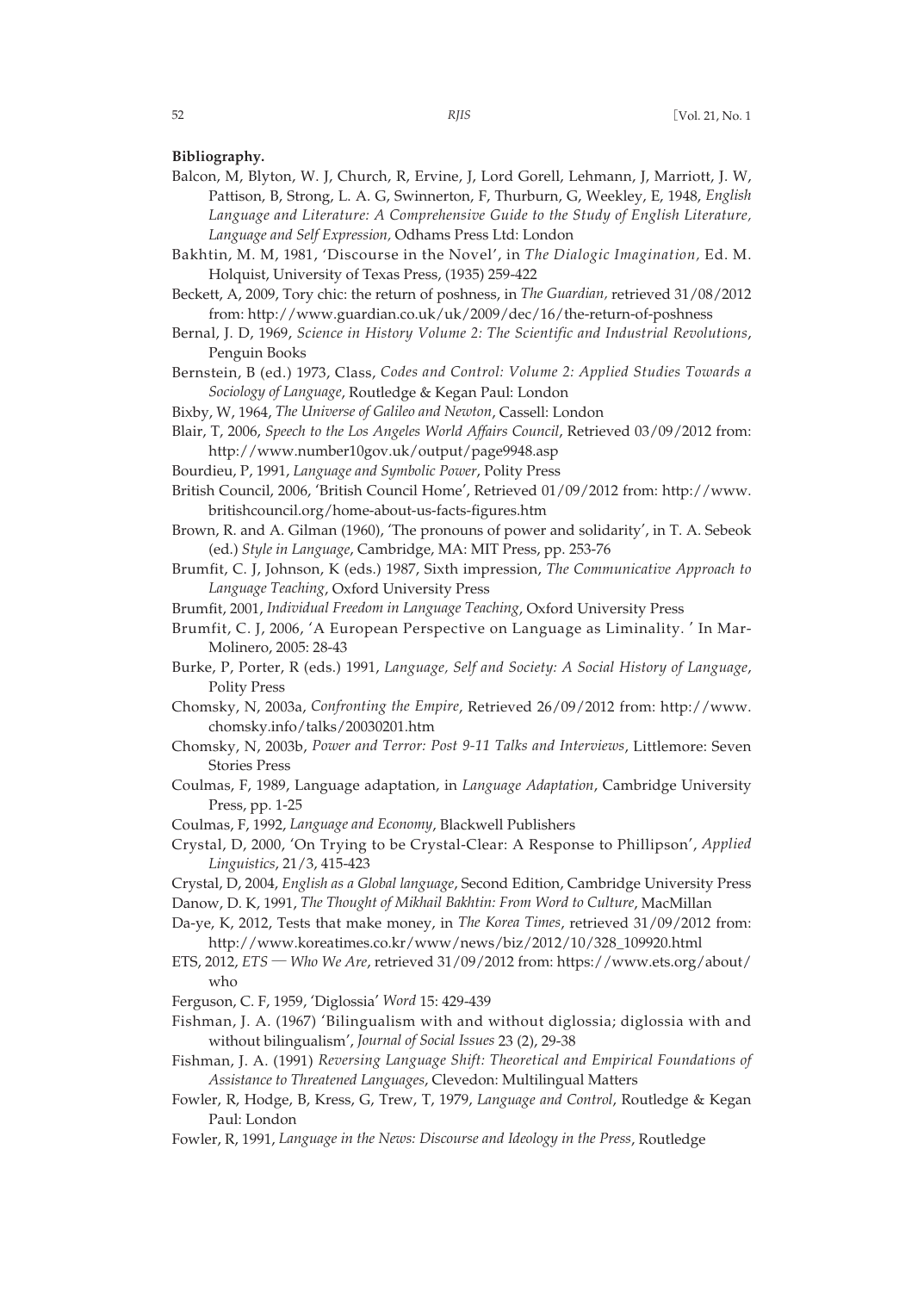**Bibliography.**

Balcon, M, Blyton, W. J, Church, R, Ervine, J, Lord Gorell, Lehmann, J, Marriott, J. W, Pattison, B, Strong, L. A. G, Swinnerton, F, Thurburn, G, Weekley, E, 1948, *English Language and Literature: A Comprehensive Guide to the Study of English Literature, Language and Self Expression,* Odhams Press Ltd: London

Bakhtin, M. M, 1981, 'Discourse in the Novel', in *The Dialogic Imagination,* Ed. M. Holquist, University of Texas Press, (1935) 259-422

Beckett, A, 2009, Tory chic: the return of poshness, in *The Guardian,* retrieved 31/08/2012 from: http://www.guardian.co.uk/uk/2009/dec/16/the-return-of-poshness

Bernal, J. D, 1969, *Science in History Volume 2: The Scientific and Industrial Revolutions*, Penguin Books

Bernstein, B (ed.) 1973, Class, *Codes and Control: Volume 2: Applied Studies Towards a Sociology of Language*, Routledge & Kegan Paul: London

Bixby, W, 1964, *The Universe of Galileo and Newton*, Cassell: London

Blair, T, 2006, *Speech to the Los Angeles World Affairs Council*, Retrieved 03/09/2012 from: http://www.number10gov.uk/output/page9948.asp

Bourdieu, P, 1991, *Language and Symbolic Power*, Polity Press

British Council, 2006, 'British Council Home', Retrieved 01/09/2012 from: http://www.britishcouncil.org/home-about-us-facts-figures.htm

Brown, R. and A. Gilman (1960), 'The pronouns of power and solidarity', in T. A. Sebeok (ed.) *Style in Language*, Cambridge, MA: MIT Press, pp. 253-76

Brumfit, C. J, Johnson, K (eds.) 1987, Sixth impression, *The Communicative Approach to Language Teaching*, Oxford University Press

Brumfit, 2001, *Individual Freedom in Language Teaching*, Oxford University Press

Brumfit, C. J, 2006, 'A European Perspective on Language as Liminality. ' In Mar-Molinero, 2005: 28-43

Burke, P, Porter, R (eds.) 1991, *Language, Self and Society: A Social History of Language*, Polity Press

Chomsky, N, 2003a, *Confronting the Empire*, Retrieved 26/09/2012 from: http://www.chomsky.info/talks/20030201.htm

Chomsky, N, 2003b, *Power and Terror: Post 9-11 Talks and Interviews*, Littlemore: Seven Stories Press

Coulmas, F, 1989, Language adaptation, in *Language Adaptation*, Cambridge University Press, pp. 1-25

Coulmas, F, 1992, *Language and Economy*, Blackwell Publishers

Crystal, D, 2000, 'On Trying to be Crystal-Clear: A Response to Phillipson', *Applied Linguistics*, 21/3, 415-423

Crystal, D, 2004, *English as a Global language*, Second Edition, Cambridge University Press

Danow, D. K, 1991, *The Thought of Mikhail Bakhtin: From Word to Culture*, MacMillan

Da-ye, K, 2012, Tests that make money, in *The Korea Times*, retrieved 31/09/2012 from: http://www.koreatimes.co.kr/www/news/biz/2012/10/328_109920.html

ETS, 2012, *ETS — Who We Are*, retrieved 31/09/2012 from: https://www.ets.org/about/who

Ferguson, C. F, 1959, 'Diglossia' *Word* 15: 429-439

Fishman, J. A. (1967) 'Bilingualism with and without diglossia; diglossia with and without bilingualism', *Journal of Social Issues* 23 (2), 29-38

Fishman, J. A. (1991) *Reversing Language Shift: Theoretical and Empirical Foundations of Assistance to Threatened Languages*, Clevedon: Multilingual Matters

Fowler, R, Hodge, B, Kress, G, Trew, T, 1979, *Language and Control*, Routledge & Kegan Paul: London

Fowler, R, 1991, *Language in the News: Discourse and Ideology in the Press*, Routledge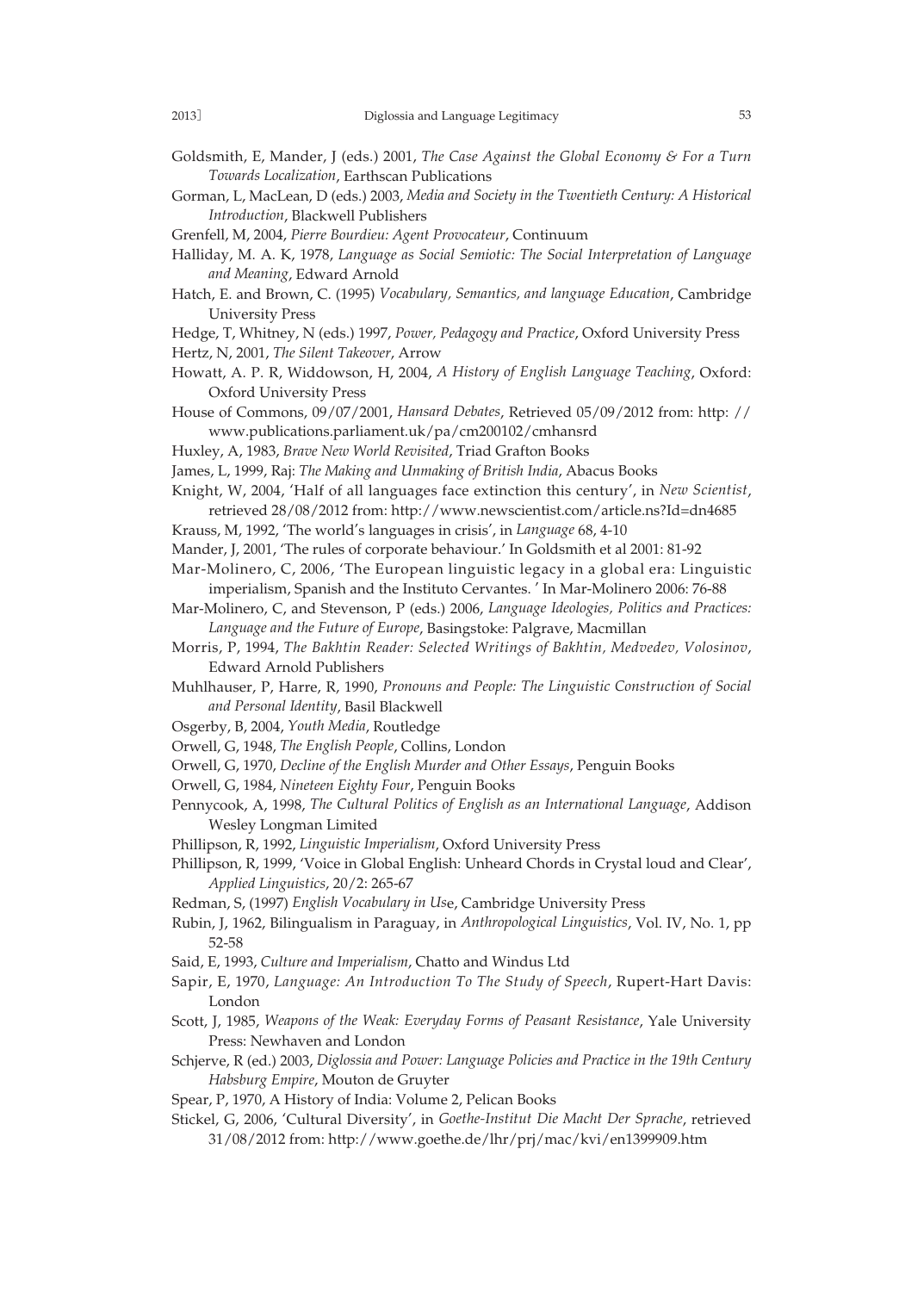Goldsmith, E, Mander, J (eds.) 2001, *The Case Against the Global Economy & For a Turn Towards Localization*, Earthscan Publications

Gorman, L, MacLean, D (eds.) 2003, *Media and Society in the Twentieth Century: A Historical Introduction*, Blackwell Publishers

Grenfell, M, 2004, *Pierre Bourdieu: Agent Provocateur*, Continuum

Halliday, M. A. K, 1978, *Language as Social Semiotic: The Social Interpretation of Language and Meaning*, Edward Arnold

Hatch, E. and Brown, C. (1995) *Vocabulary, Semantics, and language Education*, Cambridge University Press

Hedge, T, Whitney, N (eds.) 1997, *Power, Pedagogy and Practice*, Oxford University Press

Hertz, N, 2001, *The Silent Takeover*, Arrow

Howatt, A. P. R, Widdowson, H, 2004, *A History of English Language Teaching*, Oxford: Oxford University Press

House of Commons, 09/07/2001, *Hansard Debates*, Retrieved 05/09/2012 from: http: // www.publications.parliament.uk/pa/cm200102/cmhansrd

Huxley, A, 1983, *Brave New World Revisited*, Triad Grafton Books

James, L, 1999, Raj: *The Making and Unmaking of British India*, Abacus Books

Knight, W, 2004, 'Half of all languages face extinction this century', in *New Scientist*, retrieved 28/08/2012 from: http://www.newscientist.com/article.ns?Id=dn4685

Krauss, M, 1992, 'The world's languages in crisis', in *Language* 68, 4-10

Mander, J, 2001, 'The rules of corporate behaviour.' In Goldsmith et al 2001: 81-92

Mar-Molinero, C, 2006, 'The European linguistic legacy in a global era: Linguistic imperialism, Spanish and the Instituto Cervantes. ' In Mar-Molinero 2006: 76-88

Mar-Molinero, C, and Stevenson, P (eds.) 2006, *Language Ideologies, Politics and Practices: Language and the Future of Europe*, Basingstoke: Palgrave, Macmillan

Morris, P, 1994, *The Bakhtin Reader: Selected Writings of Bakhtin, Medvedev, Volosinov*, Edward Arnold Publishers

Muhlhauser, P, Harre, R, 1990, *Pronouns and People: The Linguistic Construction of Social and Personal Identity*, Basil Blackwell

Osgerby, B, 2004, *Youth Media*, Routledge

Orwell, G, 1948, *The English People*, Collins, London

Orwell, G, 1970, *Decline of the English Murder and Other Essays*, Penguin Books

Orwell, G, 1984, *Nineteen Eighty Four*, Penguin Books

Pennycook, A, 1998, *The Cultural Politics of English as an International Language*, Addison Wesley Longman Limited

Phillipson, R, 1992, *Linguistic Imperialism*, Oxford University Press

Phillipson, R, 1999, 'Voice in Global English: Unheard Chords in Crystal loud and Clear', *Applied Linguistics*, 20/2: 265-67

Redman, S, (1997) *English Vocabulary in Us*e, Cambridge University Press

Rubin, J, 1962, Bilingualism in Paraguay, in *Anthropological Linguistics*, Vol. IV, No. 1, pp 52-58

Said, E, 1993, *Culture and Imperialism*, Chatto and Windus Ltd

Sapir, E, 1970, *Language: An Introduction To The Study of Speech*, Rupert-Hart Davis: London

Scott, J, 1985, *Weapons of the Weak: Everyday Forms of Peasant Resistance*, Yale University Press: Newhaven and London

Schjerve, R (ed.) 2003, *Diglossia and Power: Language Policies and Practice in the 19th Century Habsburg Empire*, Mouton de Gruyter

Spear, P, 1970, A History of India: Volume 2, Pelican Books

Stickel, G, 2006, 'Cultural Diversity', in *Goethe-Institut Die Macht Der Sprache*, retrieved 31/08/2012 from: http://www.goethe.de/lhr/prj/mac/kvi/en1399909.htm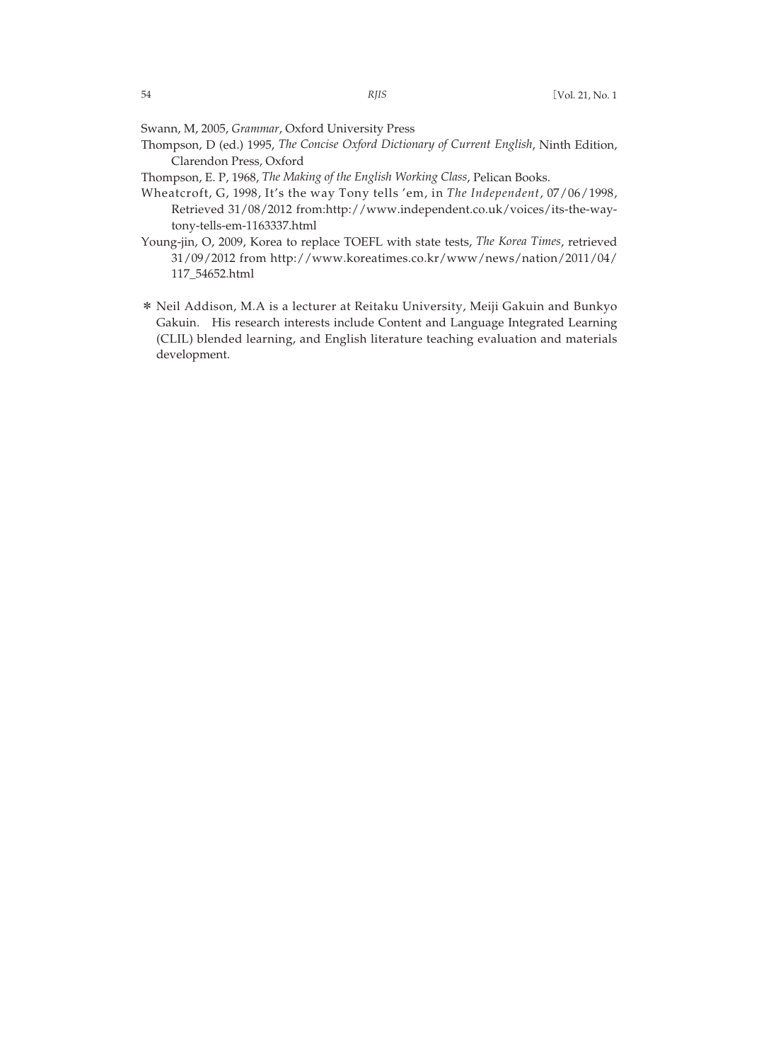Swann, M, 2005, *Grammar*, Oxford University Press

Thompson, D (ed.) 1995, *The Concise Oxford Dictionary of Current English*, Ninth Edition, Clarendon Press, Oxford

Thompson, E. P, 1968, *The Making of the English Working Class*, Pelican Books.

Wheatcroft, G, 1998, It's the way Tony tells 'em, in *The Independent*, 07/06/1998, Retrieved 31/08/2012 from:http://www.independent.co.uk/voices/its-the-way-tony-tells-em-1163337.html

Young-jin, O, 2009, Korea to replace TOEFL with state tests, *The Korea Times*, retrieved 31/09/2012 from http://www.koreatimes.co.kr/www/news/nation/2011/04/117_54652.html

＊ Neil Addison, M.A is a lecturer at Reitaku University, Meiji Gakuin and Bunkyo Gakuin. His research interests include Content and Language Integrated Learning (CLIL) blended learning, and English literature teaching evaluation and materials development.